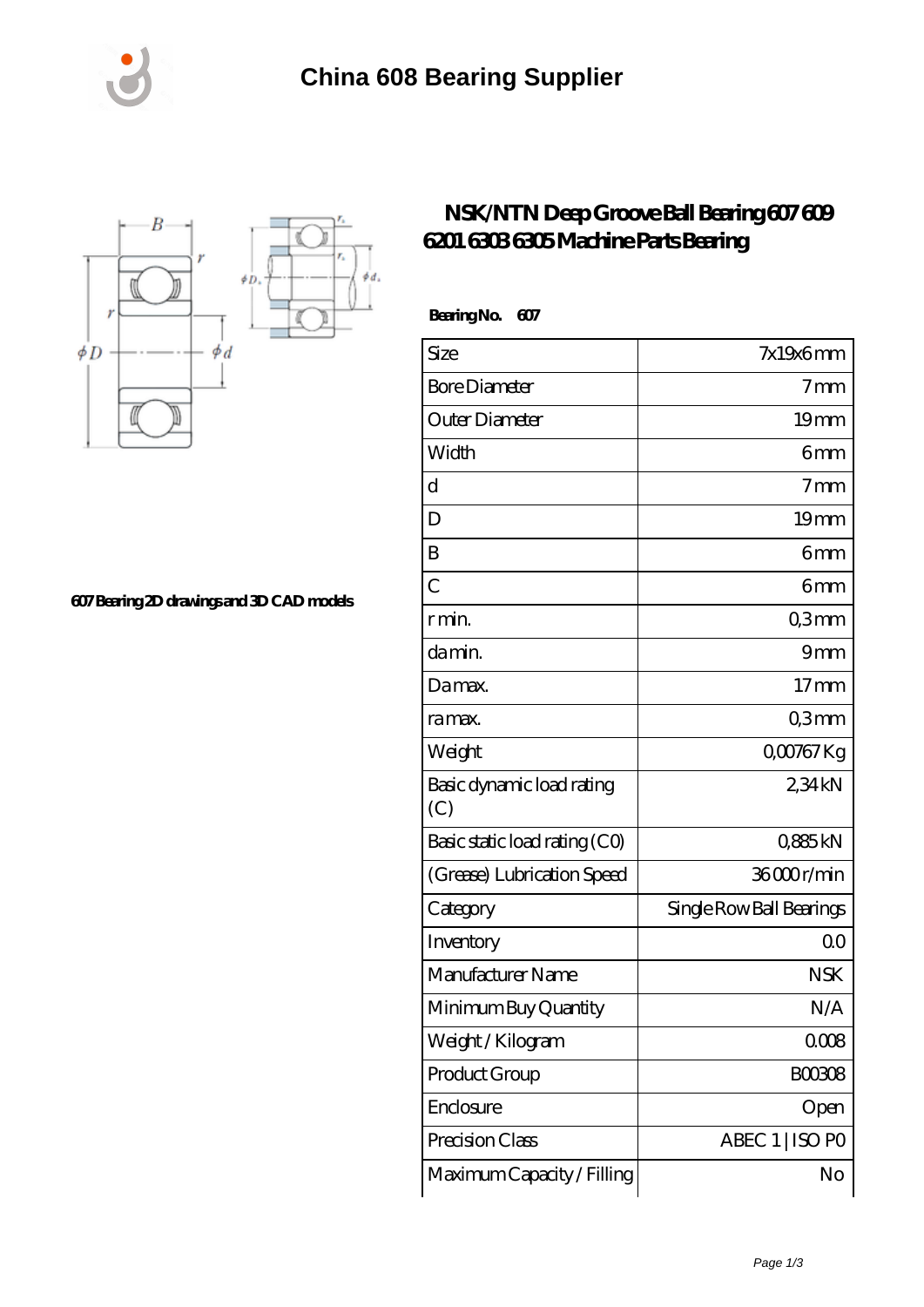# China 608 Bearing Supplier

## NSK/NTN Deep Groove Ball Bearing 607 609 6201 6303 6305 Machine Parts Bearing

607 Bearing 2D drawings and 3D CAD models

**Bearing No. 607**

| | |
|---|---|
| Size | 7x19x6 mm |
| Bore Diameter | 7 mm |
| Outer Diameter | 19 mm |
| Width | 6 mm |
| d | 7 mm |
| D | 19 mm |
| B | 6 mm |
| C | 6 mm |
| r min. | 0,3 mm |
| da min. | 9 mm |
| Da max. | 17 mm |
| ra max. | 0,3 mm |
| Weight | 0,00767 Kg |
| Basic dynamic load rating (C) | 2,34 kN |
| Basic static load rating (C0) | 0,885 kN |
| (Grease) Lubrication Speed | 36 000 r/min |
| Category | Single Row Ball Bearings |
| Inventory | 0.0 |
| Manufacturer Name | NSK |
| Minimum Buy Quantity | N/A |
| Weight / Kilogram | 0.008 |
| Product Group | B00308 |
| Enclosure | Open |
| Precision Class | ABEC 1 \| ISO P0 |
| Maximum Capacity / Filling | No |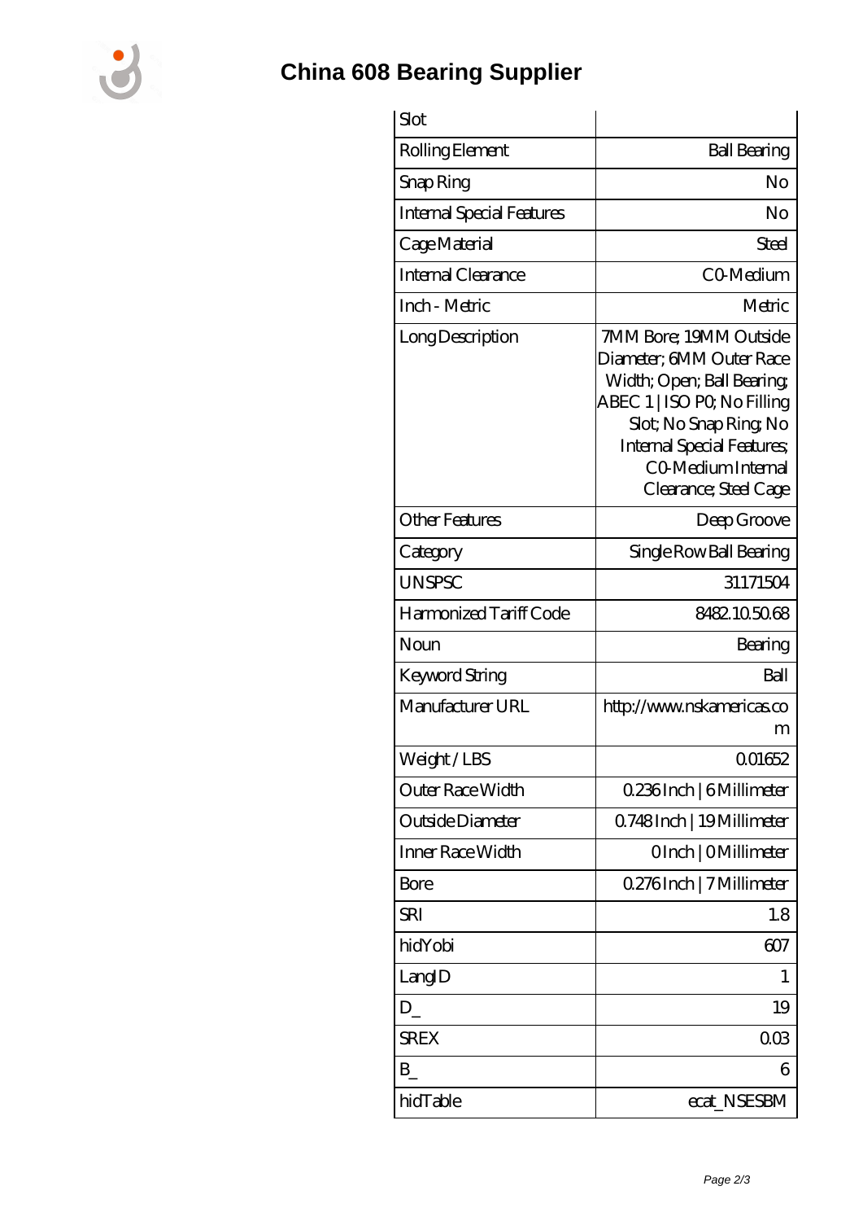# China 608 Bearing Supplier

| Slot | |
|---|---|
| Rolling Element | Ball Bearing |
| Snap Ring | No |
| Internal Special Features | No |
| Cage Material | Steel |
| Internal Clearance | C0-Medium |
| Inch - Metric | Metric |
| Long Description | 7MM Bore; 19MM Outside Diameter; 6MM Outer Race Width; Open; Ball Bearing; ABEC 1 \| ISO P0; No Filling Slot; No Snap Ring; No Internal Special Features; C0-Medium Internal Clearance; Steel Cage |
| Other Features | Deep Groove |
| Category | Single Row Ball Bearing |
| UNSPSC | 31171504 |
| Harmonized Tariff Code | 8482.10.50.68 |
| Noun | Bearing |
| Keyword String | Ball |
| Manufacturer URL | http://www.nskamericas.com |
| Weight / LBS | 0.01652 |
| Outer Race Width | 0.236 Inch \| 6 Millimeter |
| Outside Diameter | 0.748 Inch \| 19 Millimeter |
| Inner Race Width | 0 Inch \| 0 Millimeter |
| Bore | 0.276 Inch \| 7 Millimeter |
| SRI | 1.8 |
| hidYobi | 607 |
| LangID | 1 |
| D_ | 19 |
| SREX | 0.03 |
| B_ | 6 |
| hidTable | ecat_NSESBM |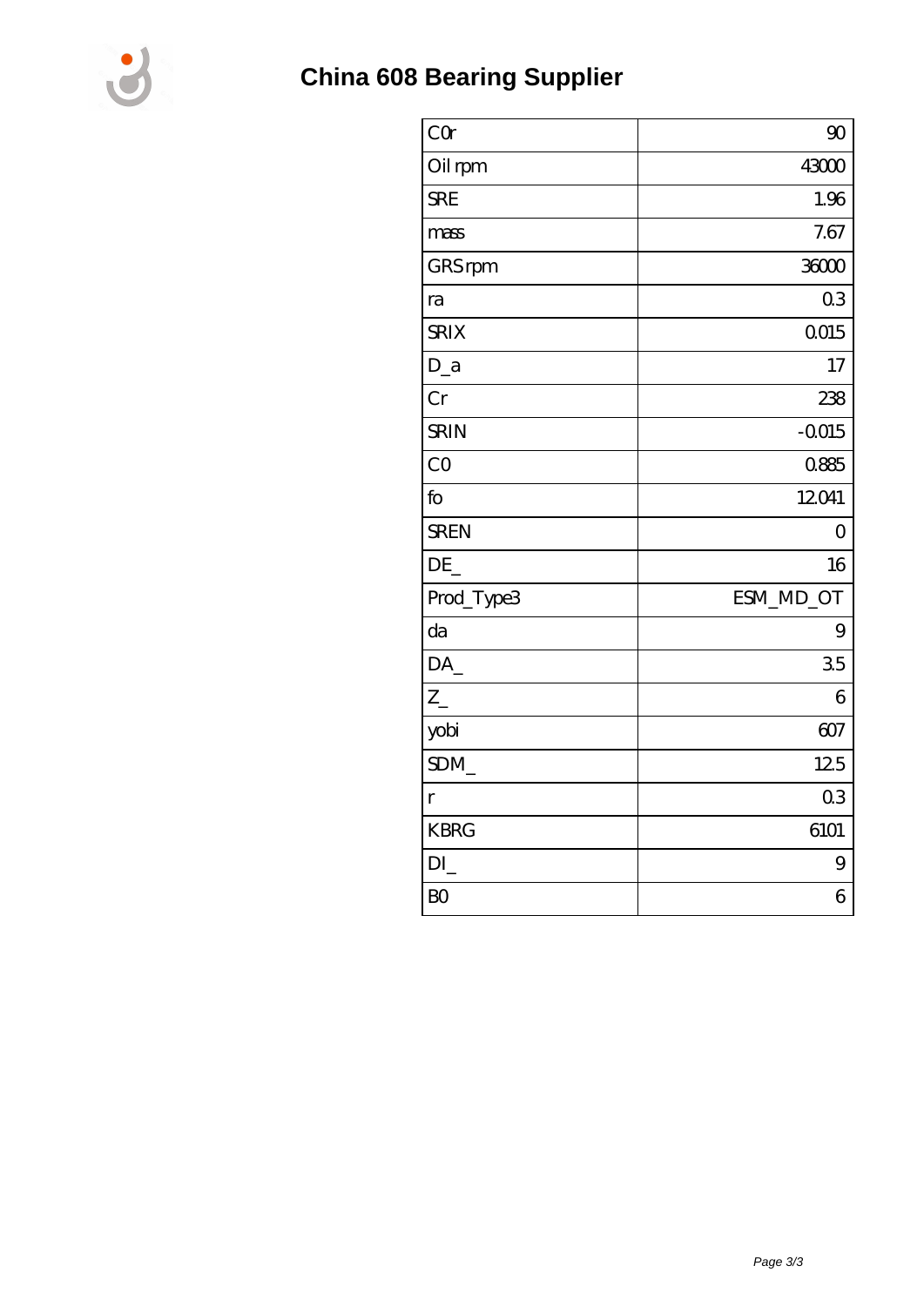# China 608 Bearing Supplier

| | |
|---|---|
| C0r | 90 |
| Oil rpm | 43000 |
| SRE | 1.96 |
| mass | 7.67 |
| GRS rpm | 36000 |
| ra | 0.3 |
| SRIX | 0.015 |
| D_a | 17 |
| Cr | 238 |
| SRIN | -0.015 |
| C0 | 0.885 |
| fo | 12.041 |
| SREN | 0 |
| DE_ | 16 |
| Prod_Type3 | ESM_MD_OT |
| da | 9 |
| DA_ | 3.5 |
| Z_ | 6 |
| yobi | 607 |
| SDM_ | 12.5 |
| r | 0.3 |
| KBRG | 6101 |
| DI_ | 9 |
| B0 | 6 |